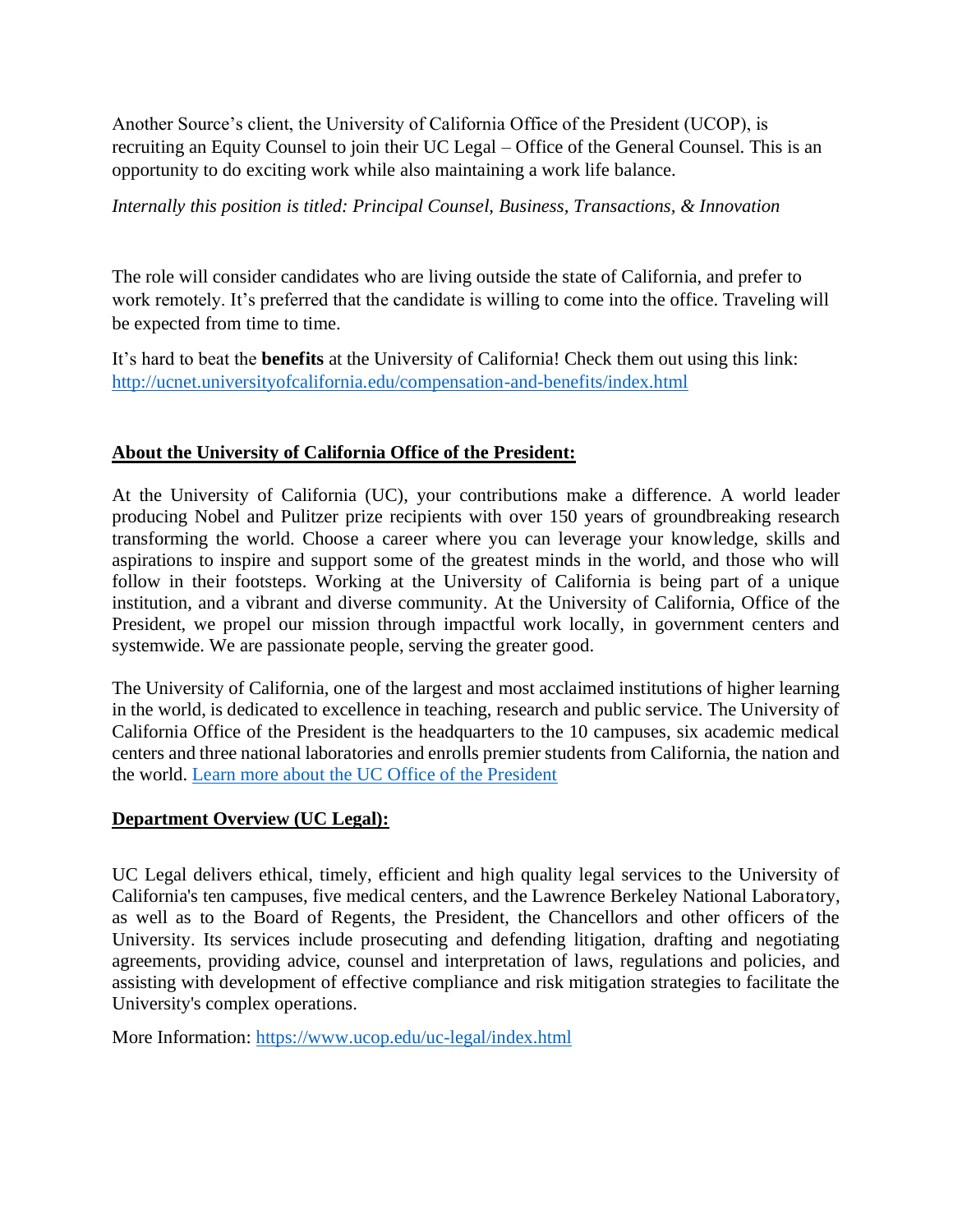Another Source's client, the University of California Office of the President (UCOP), is recruiting an Equity Counsel to join their UC Legal – Office of the General Counsel. This is an opportunity to do exciting work while also maintaining a work life balance.

*Internally this position is titled: Principal Counsel, Business, Transactions, & Innovation*

The role will consider candidates who are living outside the state of California, and prefer to work remotely. It's preferred that the candidate is willing to come into the office. Traveling will be expected from time to time.

It's hard to beat the **benefits** at the University of California! Check them out using this link: [http://ucnet.universityofcalifornia.edu/compensation-and-benefits/index.html](http://ucnet.universityofcalifornia.edu/compensation-and-benefits/index.html)

## About the University of California Office of the President:

At the University of California (UC), your contributions make a difference. A world leader producing Nobel and Pulitzer prize recipients with over 150 years of groundbreaking research transforming the world. Choose a career where you can leverage your knowledge, skills and aspirations to inspire and support some of the greatest minds in the world, and those who will follow in their footsteps. Working at the University of California is being part of a unique institution, and a vibrant and diverse community. At the University of California, Office of the President, we propel our mission through impactful work locally, in government centers and systemwide. We are passionate people, serving the greater good.

The University of California, one of the largest and most acclaimed institutions of higher learning in the world, is dedicated to excellence in teaching, research and public service. The University of California Office of the President is the headquarters to the 10 campuses, six academic medical centers and three national laboratories and enrolls premier students from California, the nation and the world. Learn more about the UC Office of the President

## Department Overview (UC Legal):

UC Legal delivers ethical, timely, efficient and high quality legal services to the University of California's ten campuses, five medical centers, and the Lawrence Berkeley National Laboratory, as well as to the Board of Regents, the President, the Chancellors and other officers of the University. Its services include prosecuting and defending litigation, drafting and negotiating agreements, providing advice, counsel and interpretation of laws, regulations and policies, and assisting with development of effective compliance and risk mitigation strategies to facilitate the University's complex operations.

More Information: [https://www.ucop.edu/uc-legal/index.html](https://www.ucop.edu/uc-legal/index.html)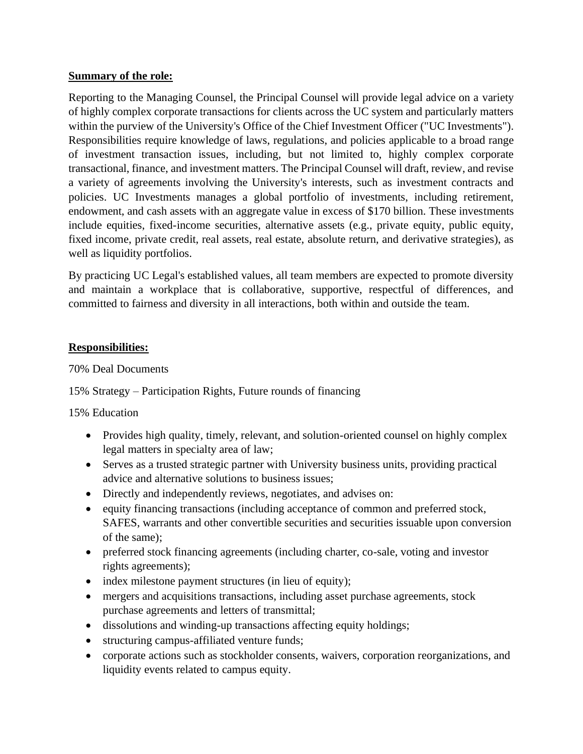**Summary of the role:**

Reporting to the Managing Counsel, the Principal Counsel will provide legal advice on a variety of highly complex corporate transactions for clients across the UC system and particularly matters within the purview of the University's Office of the Chief Investment Officer ("UC Investments"). Responsibilities require knowledge of laws, regulations, and policies applicable to a broad range of investment transaction issues, including, but not limited to, highly complex corporate transactional, finance, and investment matters. The Principal Counsel will draft, review, and revise a variety of agreements involving the University's interests, such as investment contracts and policies. UC Investments manages a global portfolio of investments, including retirement, endowment, and cash assets with an aggregate value in excess of $170 billion. These investments include equities, fixed-income securities, alternative assets (e.g., private equity, public equity, fixed income, private credit, real assets, real estate, absolute return, and derivative strategies), as well as liquidity portfolios.

By practicing UC Legal's established values, all team members are expected to promote diversity and maintain a workplace that is collaborative, supportive, respectful of differences, and committed to fairness and diversity in all interactions, both within and outside the team.

**Responsibilities:**

70% Deal Documents

15% Strategy – Participation Rights, Future rounds of financing

15% Education

- Provides high quality, timely, relevant, and solution-oriented counsel on highly complex legal matters in specialty area of law;
- Serves as a trusted strategic partner with University business units, providing practical advice and alternative solutions to business issues;
- Directly and independently reviews, negotiates, and advises on:
- equity financing transactions (including acceptance of common and preferred stock, SAFES, warrants and other convertible securities and securities issuable upon conversion of the same);
- preferred stock financing agreements (including charter, co-sale, voting and investor rights agreements);
- index milestone payment structures (in lieu of equity);
- mergers and acquisitions transactions, including asset purchase agreements, stock purchase agreements and letters of transmittal;
- dissolutions and winding-up transactions affecting equity holdings;
- structuring campus-affiliated venture funds;
- corporate actions such as stockholder consents, waivers, corporation reorganizations, and liquidity events related to campus equity.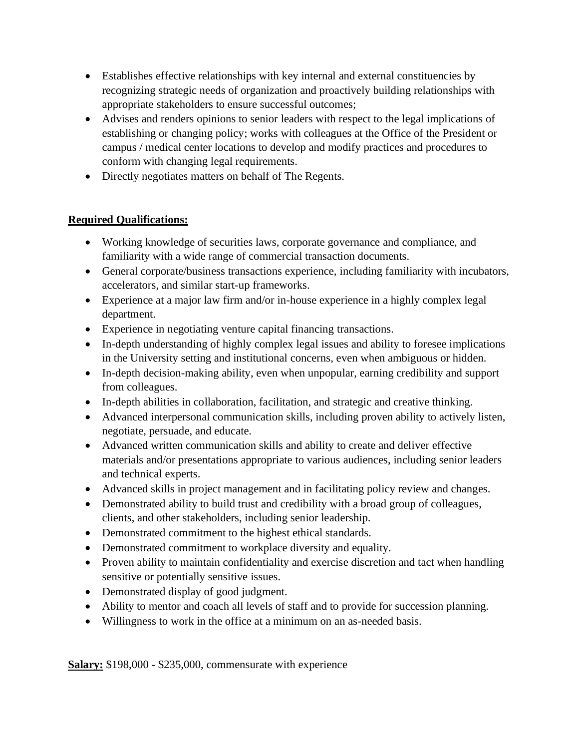- Establishes effective relationships with key internal and external constituencies by recognizing strategic needs of organization and proactively building relationships with appropriate stakeholders to ensure successful outcomes;
- Advises and renders opinions to senior leaders with respect to the legal implications of establishing or changing policy; works with colleagues at the Office of the President or campus / medical center locations to develop and modify practices and procedures to conform with changing legal requirements.
- Directly negotiates matters on behalf of The Regents.

**Required Qualifications:**

- Working knowledge of securities laws, corporate governance and compliance, and familiarity with a wide range of commercial transaction documents.
- General corporate/business transactions experience, including familiarity with incubators, accelerators, and similar start-up frameworks.
- Experience at a major law firm and/or in-house experience in a highly complex legal department.
- Experience in negotiating venture capital financing transactions.
- In-depth understanding of highly complex legal issues and ability to foresee implications in the University setting and institutional concerns, even when ambiguous or hidden.
- In-depth decision-making ability, even when unpopular, earning credibility and support from colleagues.
- In-depth abilities in collaboration, facilitation, and strategic and creative thinking.
- Advanced interpersonal communication skills, including proven ability to actively listen, negotiate, persuade, and educate.
- Advanced written communication skills and ability to create and deliver effective materials and/or presentations appropriate to various audiences, including senior leaders and technical experts.
- Advanced skills in project management and in facilitating policy review and changes.
- Demonstrated ability to build trust and credibility with a broad group of colleagues, clients, and other stakeholders, including senior leadership.
- Demonstrated commitment to the highest ethical standards.
- Demonstrated commitment to workplace diversity and equality.
- Proven ability to maintain confidentiality and exercise discretion and tact when handling sensitive or potentially sensitive issues.
- Demonstrated display of good judgment.
- Ability to mentor and coach all levels of staff and to provide for succession planning.
- Willingness to work in the office at a minimum on an as-needed basis.

**Salary:** $198,000 - $235,000, commensurate with experience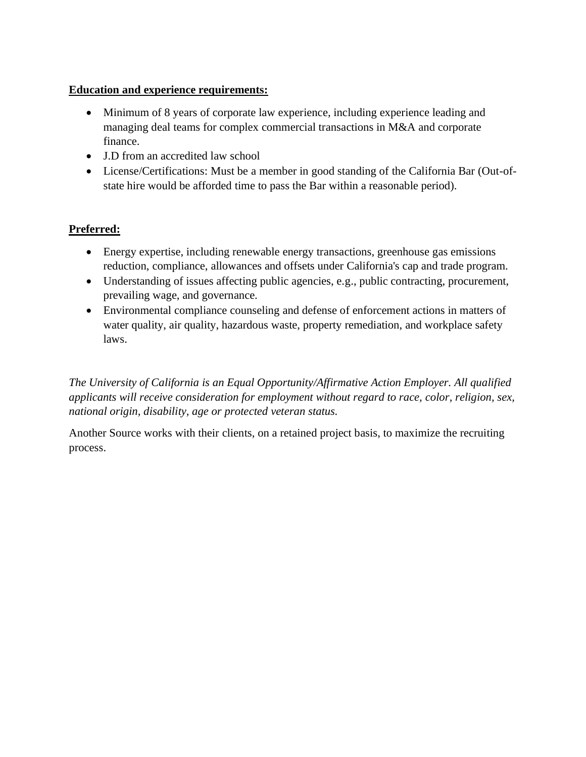**Education and experience requirements:**

- Minimum of 8 years of corporate law experience, including experience leading and managing deal teams for complex commercial transactions in M&A and corporate finance.
- J.D from an accredited law school
- License/Certifications: Must be a member in good standing of the California Bar (Out-of-state hire would be afforded time to pass the Bar within a reasonable period).

**Preferred:**

- Energy expertise, including renewable energy transactions, greenhouse gas emissions reduction, compliance, allowances and offsets under California's cap and trade program.
- Understanding of issues affecting public agencies, e.g., public contracting, procurement, prevailing wage, and governance.
- Environmental compliance counseling and defense of enforcement actions in matters of water quality, air quality, hazardous waste, property remediation, and workplace safety laws.

*The University of California is an Equal Opportunity/Affirmative Action Employer. All qualified applicants will receive consideration for employment without regard to race, color, religion, sex, national origin, disability, age or protected veteran status.*

Another Source works with their clients, on a retained project basis, to maximize the recruiting process.